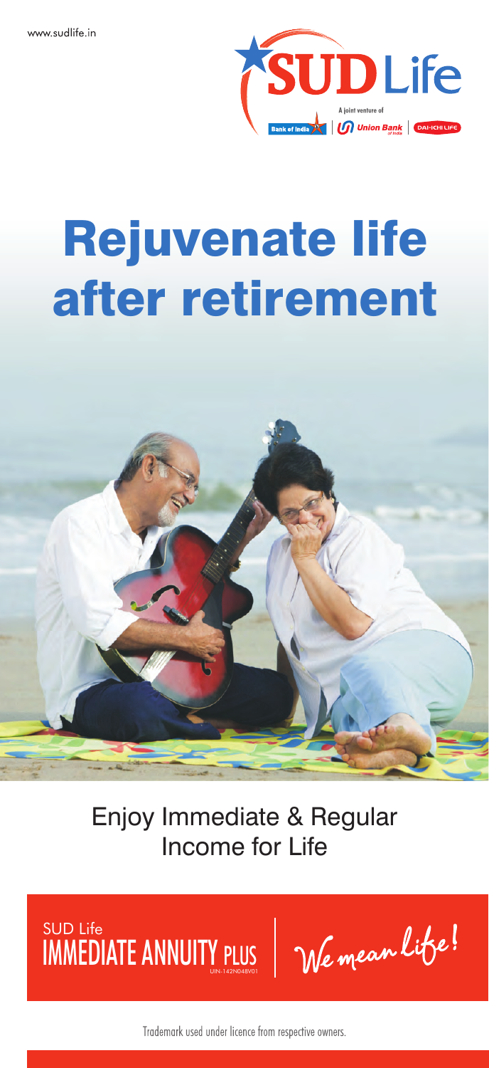www.sudlife.in

SUD Life

A joint venture of Bank of India | Union Bank of India | DAI-ICHI LIFE

# Rejuvenate life after retirement

Enjoy Immediate & Regular Income for Life

SUD Life
IMMEDIATE ANNUITY PLUS
UIN-142N048V01

We mean Life!

Trademark used under licence from respective owners.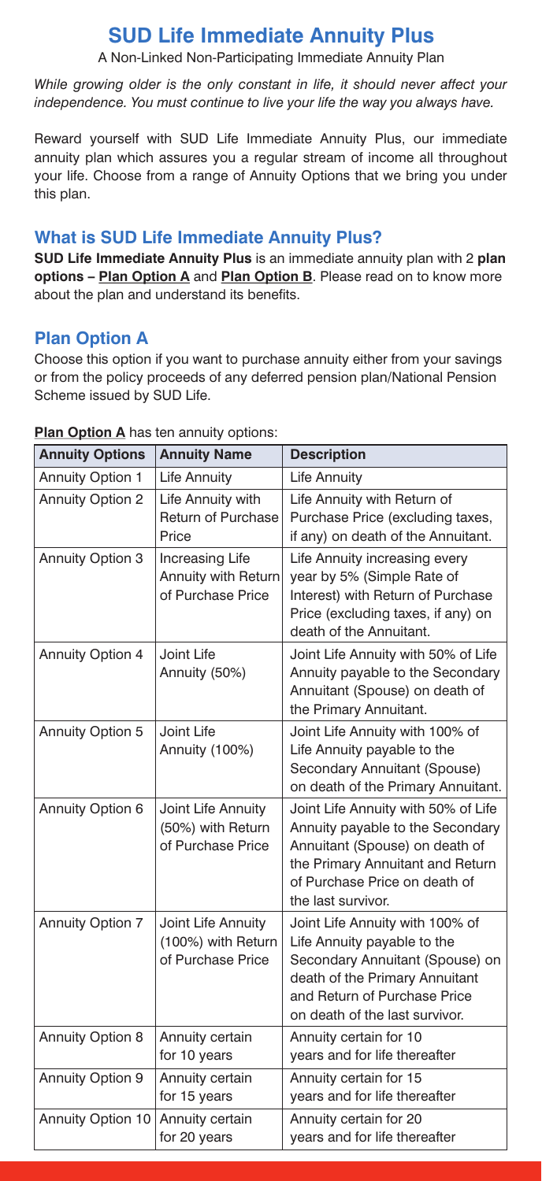# SUD Life Immediate Annuity Plus

A Non-Linked Non-Participating Immediate Annuity Plan

*While growing older is the only constant in life, it should never affect your independence. You must continue to live your life the way you always have.*

Reward yourself with SUD Life Immediate Annuity Plus, our immediate annuity plan which assures you a regular stream of income all throughout your life. Choose from a range of Annuity Options that we bring you under this plan.

## What is SUD Life Immediate Annuity Plus?

**SUD Life Immediate Annuity Plus** is an immediate annuity plan with 2 **plan options – Plan Option A** and **Plan Option B**. Please read on to know more about the plan and understand its benefits.

## Plan Option A

Choose this option if you want to purchase annuity either from your savings or from the policy proceeds of any deferred pension plan/National Pension Scheme issued by SUD Life.

**Plan Option A** has ten annuity options:

| Annuity Options | Annuity Name | Description |
|---|---|---|
| Annuity Option 1 | Life Annuity | Life Annuity |
| Annuity Option 2 | Life Annuity with Return of Purchase Price | Life Annuity with Return of Purchase Price (excluding taxes, if any) on death of the Annuitant. |
| Annuity Option 3 | Increasing Life Annuity with Return of Purchase Price | Life Annuity increasing every year by 5% (Simple Rate of Interest) with Return of Purchase Price (excluding taxes, if any) on death of the Annuitant. |
| Annuity Option 4 | Joint Life Annuity (50%) | Joint Life Annuity with 50% of Life Annuity payable to the Secondary Annuitant (Spouse) on death of the Primary Annuitant. |
| Annuity Option 5 | Joint Life Annuity (100%) | Joint Life Annuity with 100% of Life Annuity payable to the Secondary Annuitant (Spouse) on death of the Primary Annuitant. |
| Annuity Option 6 | Joint Life Annuity (50%) with Return of Purchase Price | Joint Life Annuity with 50% of Life Annuity payable to the Secondary Annuitant (Spouse) on death of the Primary Annuitant and Return of Purchase Price on death of the last survivor. |
| Annuity Option 7 | Joint Life Annuity (100%) with Return of Purchase Price | Joint Life Annuity with 100% of Life Annuity payable to the Secondary Annuitant (Spouse) on death of the Primary Annuitant and Return of Purchase Price on death of the last survivor. |
| Annuity Option 8 | Annuity certain for 10 years | Annuity certain for 10 years and for life thereafter |
| Annuity Option 9 | Annuity certain for 15 years | Annuity certain for 15 years and for life thereafter |
| Annuity Option 10 | Annuity certain for 20 years | Annuity certain for 20 years and for life thereafter |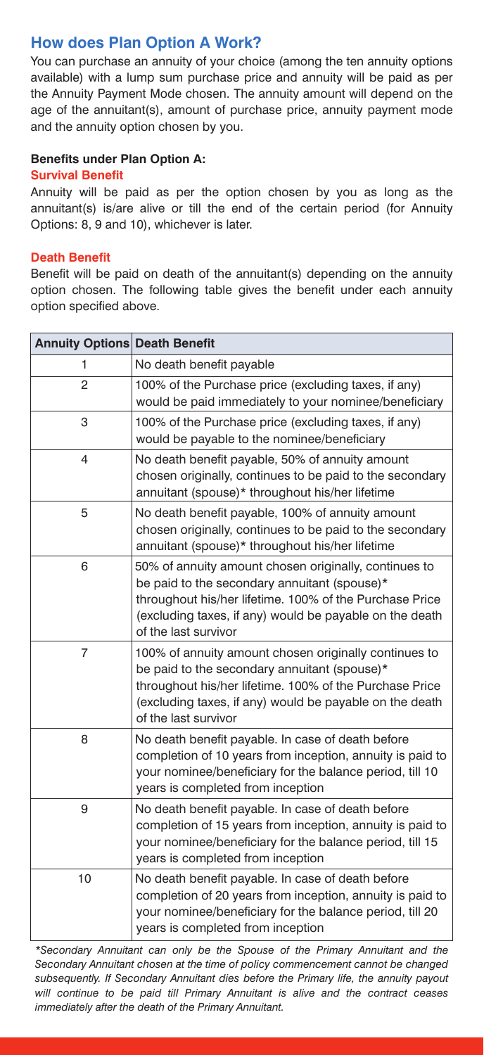## How does Plan Option A Work?

You can purchase an annuity of your choice (among the ten annuity options available) with a lump sum purchase price and annuity will be paid as per the Annuity Payment Mode chosen. The annuity amount will depend on the age of the annuitant(s), amount of purchase price, annuity payment mode and the annuity option chosen by you.

**Benefits under Plan Option A:**

**Survival Benefit**

Annuity will be paid as per the option chosen by you as long as the annuitant(s) is/are alive or till the end of the certain period (for Annuity Options: 8, 9 and 10), whichever is later.

**Death Benefit**

Benefit will be paid on death of the annuitant(s) depending on the annuity option chosen. The following table gives the benefit under each annuity option specified above.

| Annuity Options | Death Benefit |
|---|---|
| 1 | No death benefit payable |
| 2 | 100% of the Purchase price (excluding taxes, if any) would be paid immediately to your nominee/beneficiary |
| 3 | 100% of the Purchase price (excluding taxes, if any) would be payable to the nominee/beneficiary |
| 4 | No death benefit payable, 50% of annuity amount chosen originally, continues to be paid to the secondary annuitant (spouse)* throughout his/her lifetime |
| 5 | No death benefit payable, 100% of annuity amount chosen originally, continues to be paid to the secondary annuitant (spouse)* throughout his/her lifetime |
| 6 | 50% of annuity amount chosen originally, continues to be paid to the secondary annuitant (spouse)* throughout his/her lifetime. 100% of the Purchase Price (excluding taxes, if any) would be payable on the death of the last survivor |
| 7 | 100% of annuity amount chosen originally continues to be paid to the secondary annuitant (spouse)* throughout his/her lifetime. 100% of the Purchase Price (excluding taxes, if any) would be payable on the death of the last survivor |
| 8 | No death benefit payable. In case of death before completion of 10 years from inception, annuity is paid to your nominee/beneficiary for the balance period, till 10 years is completed from inception |
| 9 | No death benefit payable. In case of death before completion of 15 years from inception, annuity is paid to your nominee/beneficiary for the balance period, till 15 years is completed from inception |
| 10 | No death benefit payable. In case of death before completion of 20 years from inception, annuity is paid to your nominee/beneficiary for the balance period, till 20 years is completed from inception |

**Secondary Annuitant can only be the Spouse of the Primary Annuitant and the Secondary Annuitant chosen at the time of policy commencement cannot be changed subsequently. If Secondary Annuitant dies before the Primary life, the annuity payout will continue to be paid till Primary Annuitant is alive and the contract ceases immediately after the death of the Primary Annuitant.*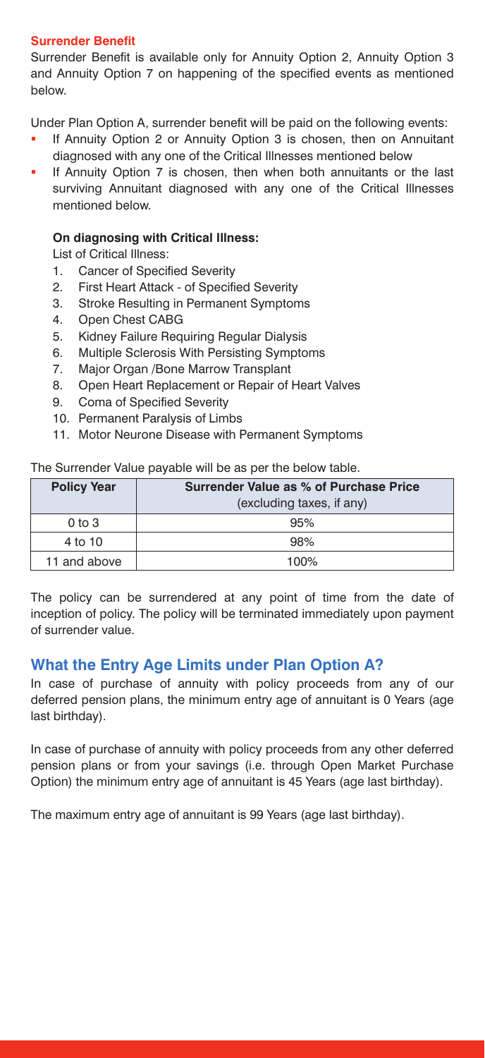### Surrender Benefit

Surrender Benefit is available only for Annuity Option 2, Annuity Option 3 and Annuity Option 7 on happening of the specified events as mentioned below.

Under Plan Option A, surrender benefit will be paid on the following events:

- If Annuity Option 2 or Annuity Option 3 is chosen, then on Annuitant diagnosed with any one of the Critical Illnesses mentioned below
- If Annuity Option 7 is chosen, then when both annuitants or the last surviving Annuitant diagnosed with any one of the Critical Illnesses mentioned below.

**On diagnosing with Critical Illness:**

List of Critical Illness:

1. Cancer of Specified Severity
2. First Heart Attack - of Specified Severity
3. Stroke Resulting in Permanent Symptoms
4. Open Chest CABG
5. Kidney Failure Requiring Regular Dialysis
6. Multiple Sclerosis With Persisting Symptoms
7. Major Organ /Bone Marrow Transplant
8. Open Heart Replacement or Repair of Heart Valves
9. Coma of Specified Severity
10. Permanent Paralysis of Limbs
11. Motor Neurone Disease with Permanent Symptoms

The Surrender Value payable will be as per the below table.

| Policy Year | Surrender Value as % of Purchase Price (excluding taxes, if any) |
|---|---|
| 0 to 3 | 95% |
| 4 to 10 | 98% |
| 11 and above | 100% |

The policy can be surrendered at any point of time from the date of inception of policy. The policy will be terminated immediately upon payment of surrender value.

## What the Entry Age Limits under Plan Option A?

In case of purchase of annuity with policy proceeds from any of our deferred pension plans, the minimum entry age of annuitant is 0 Years (age last birthday).

In case of purchase of annuity with policy proceeds from any other deferred pension plans or from your savings (i.e. through Open Market Purchase Option) the minimum entry age of annuitant is 45 Years (age last birthday).

The maximum entry age of annuitant is 99 Years (age last birthday).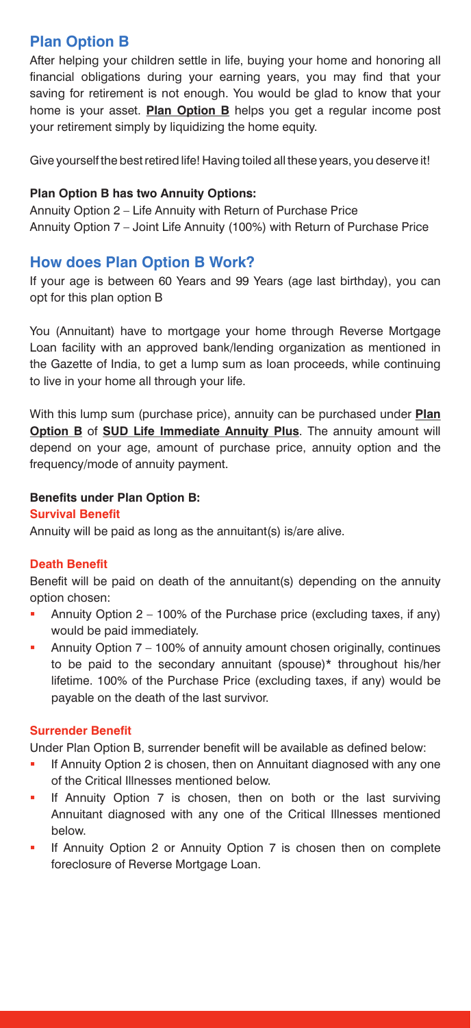## Plan Option B

After helping your children settle in life, buying your home and honoring all financial obligations during your earning years, you may find that your saving for retirement is not enough. You would be glad to know that your home is your asset. **Plan Option B** helps you get a regular income post your retirement simply by liquidizing the home equity.

Give yourself the best retired life! Having toiled all these years, you deserve it!

**Plan Option B has two Annuity Options:**

Annuity Option 2 – Life Annuity with Return of Purchase Price
Annuity Option 7 – Joint Life Annuity (100%) with Return of Purchase Price

## How does Plan Option B Work?

If your age is between 60 Years and 99 Years (age last birthday), you can opt for this plan option B

You (Annuitant) have to mortgage your home through Reverse Mortgage Loan facility with an approved bank/lending organization as mentioned in the Gazette of India, to get a lump sum as loan proceeds, while continuing to live in your home all through your life.

With this lump sum (purchase price), annuity can be purchased under **Plan Option B** of **SUD Life Immediate Annuity Plus**. The annuity amount will depend on your age, amount of purchase price, annuity option and the frequency/mode of annuity payment.

**Benefits under Plan Option B:**

**Survival Benefit**

Annuity will be paid as long as the annuitant(s) is/are alive.

**Death Benefit**

Benefit will be paid on death of the annuitant(s) depending on the annuity option chosen:

- Annuity Option 2 – 100% of the Purchase price (excluding taxes, if any) would be paid immediately.
- Annuity Option 7 – 100% of annuity amount chosen originally, continues to be paid to the secondary annuitant (spouse)* throughout his/her lifetime. 100% of the Purchase Price (excluding taxes, if any) would be payable on the death of the last survivor.

**Surrender Benefit**

Under Plan Option B, surrender benefit will be available as defined below:

- If Annuity Option 2 is chosen, then on Annuitant diagnosed with any one of the Critical Illnesses mentioned below.
- If Annuity Option 7 is chosen, then on both or the last surviving Annuitant diagnosed with any one of the Critical Illnesses mentioned below.
- If Annuity Option 2 or Annuity Option 7 is chosen then on complete foreclosure of Reverse Mortgage Loan.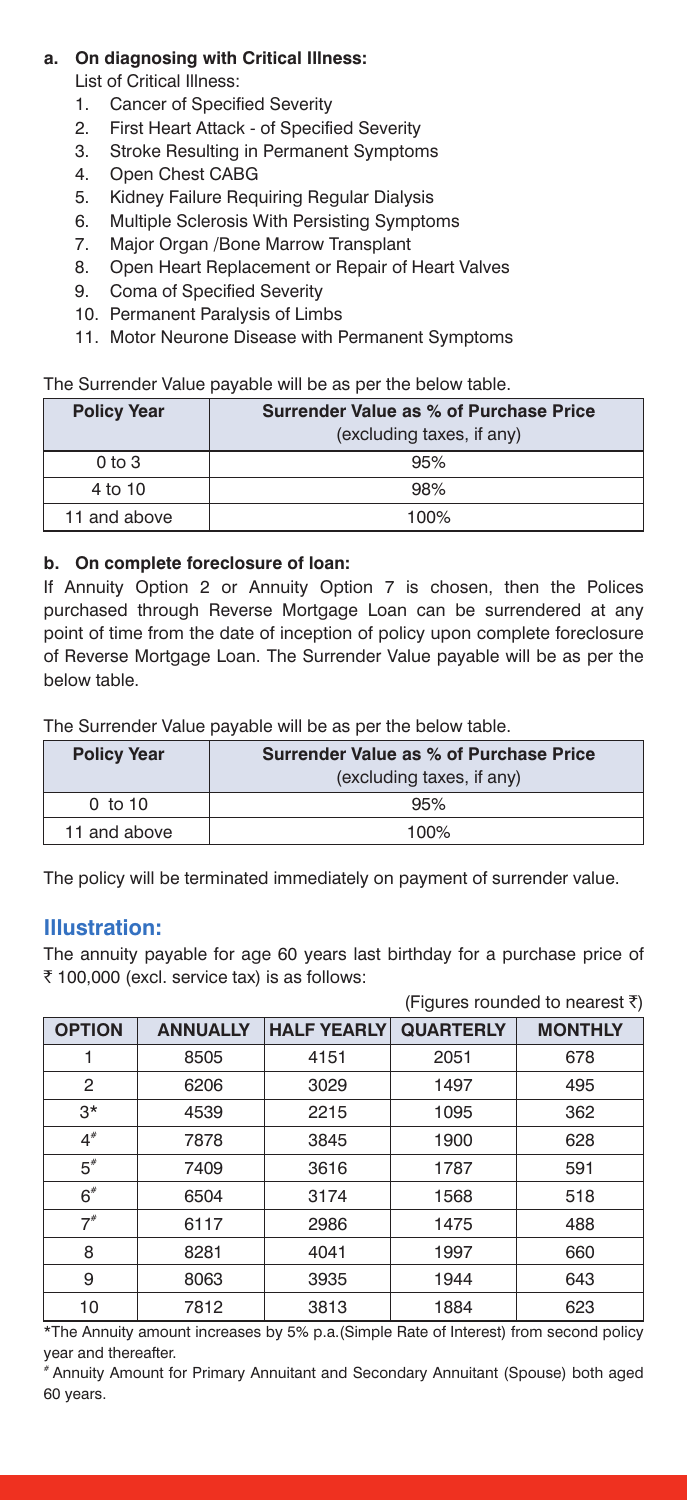**a. On diagnosing with Critical Illness:**

List of Critical Illness:

1. Cancer of Specified Severity
2. First Heart Attack - of Specified Severity
3. Stroke Resulting in Permanent Symptoms
4. Open Chest CABG
5. Kidney Failure Requiring Regular Dialysis
6. Multiple Sclerosis With Persisting Symptoms
7. Major Organ /Bone Marrow Transplant
8. Open Heart Replacement or Repair of Heart Valves
9. Coma of Specified Severity
10. Permanent Paralysis of Limbs
11. Motor Neurone Disease with Permanent Symptoms

The Surrender Value payable will be as per the below table.

| Policy Year | Surrender Value as % of Purchase Price (excluding taxes, if any) |
|---|---|
| 0 to 3 | 95% |
| 4 to 10 | 98% |
| 11 and above | 100% |

**b. On complete foreclosure of loan:**

If Annuity Option 2 or Annuity Option 7 is chosen, then the Polices purchased through Reverse Mortgage Loan can be surrendered at any point of time from the date of inception of policy upon complete foreclosure of Reverse Mortgage Loan. The Surrender Value payable will be as per the below table.

The Surrender Value payable will be as per the below table.

| Policy Year | Surrender Value as % of Purchase Price (excluding taxes, if any) |
|---|---|
| 0 to 10 | 95% |
| 11 and above | 100% |

The policy will be terminated immediately on payment of surrender value.

## Illustration:

The annuity payable for age 60 years last birthday for a purchase price of ₹ 100,000 (excl. service tax) is as follows:

(Figures rounded to nearest ₹)

| OPTION | ANNUALLY | HALF YEARLY | QUARTERLY | MONTHLY |
|---|---|---|---|---|
| 1 | 8505 | 4151 | 2051 | 678 |
| 2 | 6206 | 3029 | 1497 | 495 |
| 3* | 4539 | 2215 | 1095 | 362 |
| 4# | 7878 | 3845 | 1900 | 628 |
| 5# | 7409 | 3616 | 1787 | 591 |
| 6# | 6504 | 3174 | 1568 | 518 |
| 7# | 6117 | 2986 | 1475 | 488 |
| 8 | 8281 | 4041 | 1997 | 660 |
| 9 | 8063 | 3935 | 1944 | 643 |
| 10 | 7812 | 3813 | 1884 | 623 |

*The Annuity amount increases by 5% p.a.(Simple Rate of Interest) from second policy year and thereafter.

# Annuity Amount for Primary Annuitant and Secondary Annuitant (Spouse) both aged 60 years.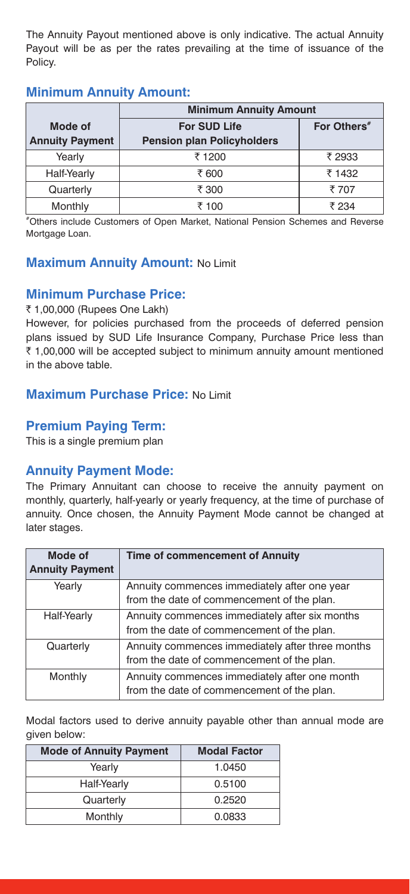The Annuity Payout mentioned above is only indicative. The actual Annuity Payout will be as per the rates prevailing at the time of issuance of the Policy.

## Minimum Annuity Amount:

| Mode of Annuity Payment | Minimum Annuity Amount | |
|---|---|---|
| | For SUD Life Pension plan Policyholders | For Others[#] |
| Yearly | ₹ 1200 | ₹ 2933 |
| Half-Yearly | ₹ 600 | ₹ 1432 |
| Quarterly | ₹ 300 | ₹ 707 |
| Monthly | ₹ 100 | ₹ 234 |

[#]Others include Customers of Open Market, National Pension Schemes and Reverse Mortgage Loan.

## Maximum Annuity Amount: No Limit

## Minimum Purchase Price:

₹ 1,00,000 (Rupees One Lakh)

However, for policies purchased from the proceeds of deferred pension plans issued by SUD Life Insurance Company, Purchase Price less than ₹ 1,00,000 will be accepted subject to minimum annuity amount mentioned in the above table.

## Maximum Purchase Price: No Limit

## Premium Paying Term:

This is a single premium plan

## Annuity Payment Mode:

The Primary Annuitant can choose to receive the annuity payment on monthly, quarterly, half-yearly or yearly frequency, at the time of purchase of annuity. Once chosen, the Annuity Payment Mode cannot be changed at later stages.

| Mode of Annuity Payment | Time of commencement of Annuity |
|---|---|
| Yearly | Annuity commences immediately after one year from the date of commencement of the plan. |
| Half-Yearly | Annuity commences immediately after six months from the date of commencement of the plan. |
| Quarterly | Annuity commences immediately after three months from the date of commencement of the plan. |
| Monthly | Annuity commences immediately after one month from the date of commencement of the plan. |

Modal factors used to derive annuity payable other than annual mode are given below:

| Mode of Annuity Payment | Modal Factor |
|---|---|
| Yearly | 1.0450 |
| Half-Yearly | 0.5100 |
| Quarterly | 0.2520 |
| Monthly | 0.0833 |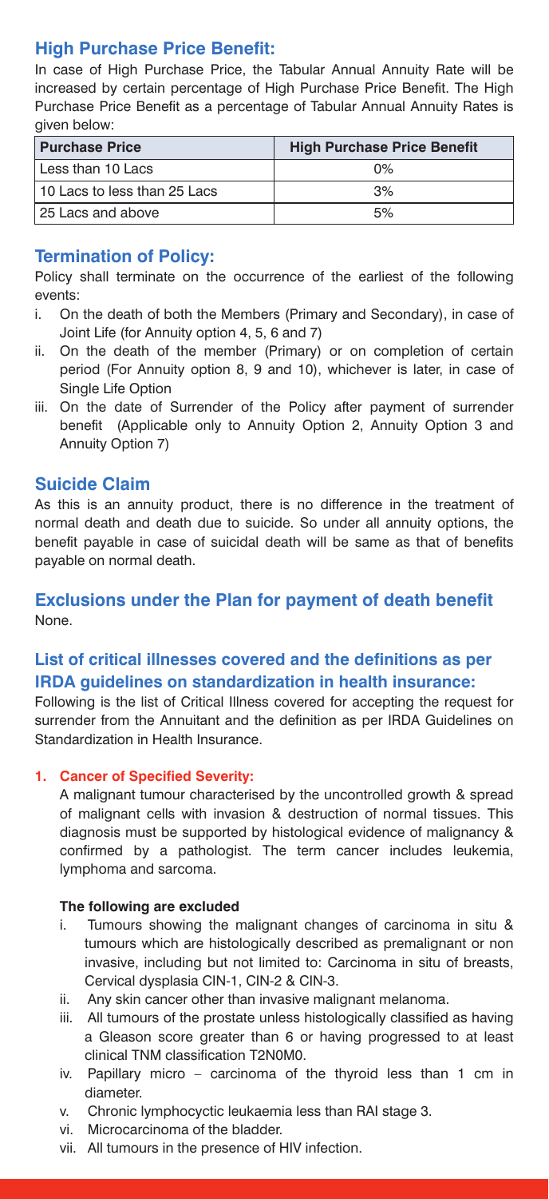## High Purchase Price Benefit:

In case of High Purchase Price, the Tabular Annual Annuity Rate will be increased by certain percentage of High Purchase Price Benefit. The High Purchase Price Benefit as a percentage of Tabular Annual Annuity Rates is given below:

| Purchase Price | High Purchase Price Benefit |
| --- | --- |
| Less than 10 Lacs | 0% |
| 10 Lacs to less than 25 Lacs | 3% |
| 25 Lacs and above | 5% |

## Termination of Policy:

Policy shall terminate on the occurrence of the earliest of the following events:

i. On the death of both the Members (Primary and Secondary), in case of Joint Life (for Annuity option 4, 5, 6 and 7)
ii. On the death of the member (Primary) or on completion of certain period (For Annuity option 8, 9 and 10), whichever is later, in case of Single Life Option
iii. On the date of Surrender of the Policy after payment of surrender benefit (Applicable only to Annuity Option 2, Annuity Option 3 and Annuity Option 7)

## Suicide Claim

As this is an annuity product, there is no difference in the treatment of normal death and death due to suicide. So under all annuity options, the benefit payable in case of suicidal death will be same as that of benefits payable on normal death.

## Exclusions under the Plan for payment of death benefit

None.

## List of critical illnesses covered and the definitions as per IRDA guidelines on standardization in health insurance:

Following is the list of Critical Illness covered for accepting the request for surrender from the Annuitant and the definition as per IRDA Guidelines on Standardization in Health Insurance.

**1. Cancer of Specified Severity:**

A malignant tumour characterised by the uncontrolled growth & spread of malignant cells with invasion & destruction of normal tissues. This diagnosis must be supported by histological evidence of malignancy & confirmed by a pathologist. The term cancer includes leukemia, lymphoma and sarcoma.

**The following are excluded**

i. Tumours showing the malignant changes of carcinoma in situ & tumours which are histologically described as premalignant or non invasive, including but not limited to: Carcinoma in situ of breasts, Cervical dysplasia CIN-1, CIN-2 & CIN-3.
ii. Any skin cancer other than invasive malignant melanoma.
iii. All tumours of the prostate unless histologically classified as having a Gleason score greater than 6 or having progressed to at least clinical TNM classification T2N0M0.
iv. Papillary micro – carcinoma of the thyroid less than 1 cm in diameter.
v. Chronic lymphocyctic leukaemia less than RAI stage 3.
vi. Microcarcinoma of the bladder.
vii. All tumours in the presence of HIV infection.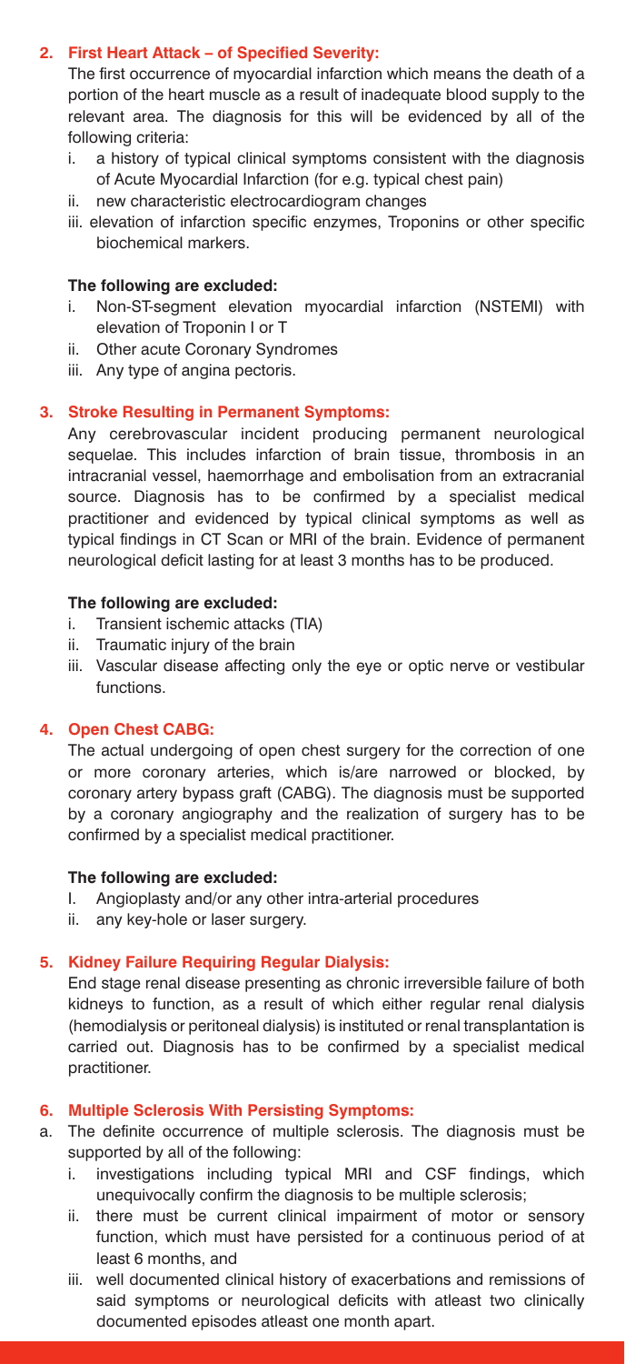### 2. First Heart Attack – of Specified Severity:

The first occurrence of myocardial infarction which means the death of a portion of the heart muscle as a result of inadequate blood supply to the relevant area. The diagnosis for this will be evidenced by all of the following criteria:

i. a history of typical clinical symptoms consistent with the diagnosis of Acute Myocardial Infarction (for e.g. typical chest pain)
ii. new characteristic electrocardiogram changes
iii. elevation of infarction specific enzymes, Troponins or other specific biochemical markers.

**The following are excluded:**

i. Non-ST-segment elevation myocardial infarction (NSTEMI) with elevation of Troponin I or T
ii. Other acute Coronary Syndromes
iii. Any type of angina pectoris.

### 3. Stroke Resulting in Permanent Symptoms:

Any cerebrovascular incident producing permanent neurological sequelae. This includes infarction of brain tissue, thrombosis in an intracranial vessel, haemorrhage and embolisation from an extracranial source. Diagnosis has to be confirmed by a specialist medical practitioner and evidenced by typical clinical symptoms as well as typical findings in CT Scan or MRI of the brain. Evidence of permanent neurological deficit lasting for at least 3 months has to be produced.

**The following are excluded:**

i. Transient ischemic attacks (TIA)
ii. Traumatic injury of the brain
iii. Vascular disease affecting only the eye or optic nerve or vestibular functions.

### 4. Open Chest CABG:

The actual undergoing of open chest surgery for the correction of one or more coronary arteries, which is/are narrowed or blocked, by coronary artery bypass graft (CABG). The diagnosis must be supported by a coronary angiography and the realization of surgery has to be confirmed by a specialist medical practitioner.

**The following are excluded:**

I. Angioplasty and/or any other intra-arterial procedures
ii. any key-hole or laser surgery.

### 5. Kidney Failure Requiring Regular Dialysis:

End stage renal disease presenting as chronic irreversible failure of both kidneys to function, as a result of which either regular renal dialysis (hemodialysis or peritoneal dialysis) is instituted or renal transplantation is carried out. Diagnosis has to be confirmed by a specialist medical practitioner.

### 6. Multiple Sclerosis With Persisting Symptoms:

a. The definite occurrence of multiple sclerosis. The diagnosis must be supported by all of the following:

   i. investigations including typical MRI and CSF findings, which unequivocally confirm the diagnosis to be multiple sclerosis;
   ii. there must be current clinical impairment of motor or sensory function, which must have persisted for a continuous period of at least 6 months, and
   iii. well documented clinical history of exacerbations and remissions of said symptoms or neurological deficits with atleast two clinically documented episodes atleast one month apart.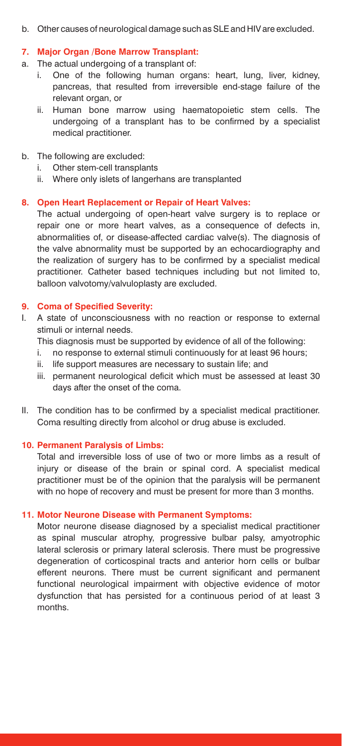b. Other causes of neurological damage such as SLE and HIV are excluded.

**7. Major Organ /Bone Marrow Transplant:**

a. The actual undergoing of a transplant of:
   i. One of the following human organs: heart, lung, liver, kidney, pancreas, that resulted from irreversible end-stage failure of the relevant organ, or
   ii. Human bone marrow using haematopoietic stem cells. The undergoing of a transplant has to be confirmed by a specialist medical practitioner.

b. The following are excluded:
   i. Other stem-cell transplants
   ii. Where only islets of langerhans are transplanted

**8. Open Heart Replacement or Repair of Heart Valves:**

The actual undergoing of open-heart valve surgery is to replace or repair one or more heart valves, as a consequence of defects in, abnormalities of, or disease-affected cardiac valve(s). The diagnosis of the valve abnormality must be supported by an echocardiography and the realization of surgery has to be confirmed by a specialist medical practitioner. Catheter based techniques including but not limited to, balloon valvotomy/valvuloplasty are excluded.

**9. Coma of Specified Severity:**

I. A state of unconsciousness with no reaction or response to external stimuli or internal needs.
   This diagnosis must be supported by evidence of all of the following:
   i. no response to external stimuli continuously for at least 96 hours;
   ii. life support measures are necessary to sustain life; and
   iii. permanent neurological deficit which must be assessed at least 30 days after the onset of the coma.

II. The condition has to be confirmed by a specialist medical practitioner. Coma resulting directly from alcohol or drug abuse is excluded.

**10. Permanent Paralysis of Limbs:**

Total and irreversible loss of use of two or more limbs as a result of injury or disease of the brain or spinal cord. A specialist medical practitioner must be of the opinion that the paralysis will be permanent with no hope of recovery and must be present for more than 3 months.

**11. Motor Neurone Disease with Permanent Symptoms:**

Motor neurone disease diagnosed by a specialist medical practitioner as spinal muscular atrophy, progressive bulbar palsy, amyotrophic lateral sclerosis or primary lateral sclerosis. There must be progressive degeneration of corticospinal tracts and anterior horn cells or bulbar efferent neurons. There must be current significant and permanent functional neurological impairment with objective evidence of motor dysfunction that has persisted for a continuous period of at least 3 months.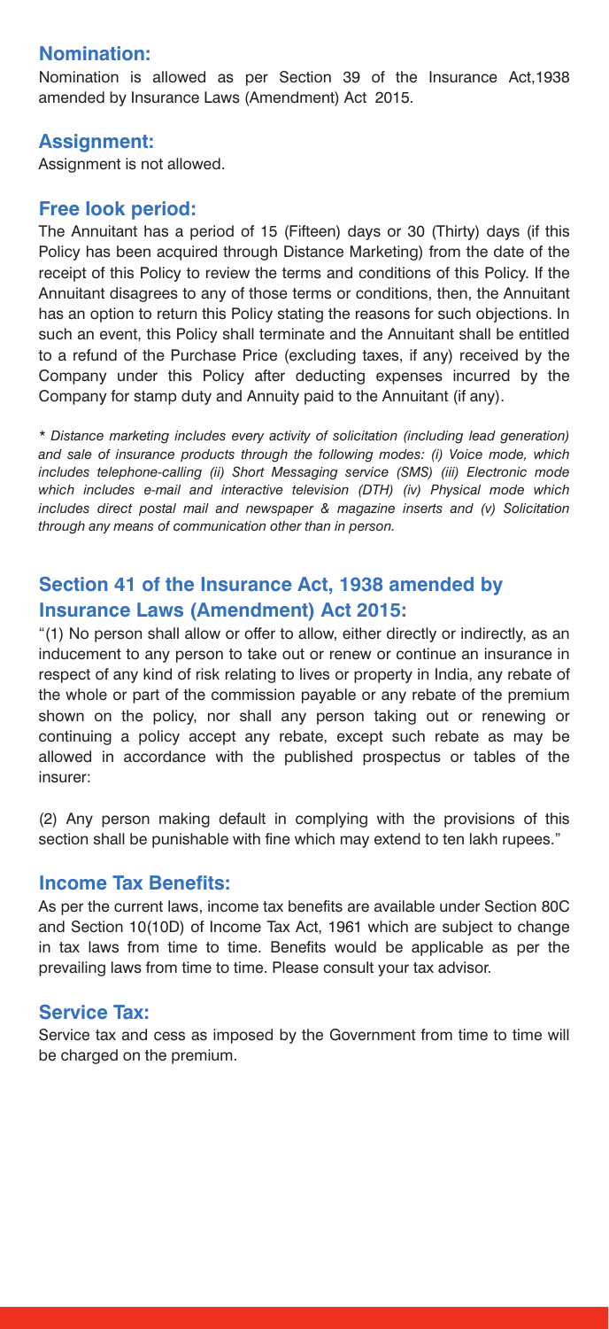## Nomination:

Nomination is allowed as per Section 39 of the Insurance Act,1938 amended by Insurance Laws (Amendment) Act 2015.

## Assignment:

Assignment is not allowed.

## Free look period:

The Annuitant has a period of 15 (Fifteen) days or 30 (Thirty) days (if this Policy has been acquired through Distance Marketing) from the date of the receipt of this Policy to review the terms and conditions of this Policy. If the Annuitant disagrees to any of those terms or conditions, then, the Annuitant has an option to return this Policy stating the reasons for such objections. In such an event, this Policy shall terminate and the Annuitant shall be entitled to a refund of the Purchase Price (excluding taxes, if any) received by the Company under this Policy after deducting expenses incurred by the Company for stamp duty and Annuity paid to the Annuitant (if any).

*\* Distance marketing includes every activity of solicitation (including lead generation) and sale of insurance products through the following modes: (i) Voice mode, which includes telephone-calling (ii) Short Messaging service (SMS) (iii) Electronic mode which includes e-mail and interactive television (DTH) (iv) Physical mode which includes direct postal mail and newspaper & magazine inserts and (v) Solicitation through any means of communication other than in person.*

## Section 41 of the Insurance Act, 1938 amended by Insurance Laws (Amendment) Act 2015:

"(1) No person shall allow or offer to allow, either directly or indirectly, as an inducement to any person to take out or renew or continue an insurance in respect of any kind of risk relating to lives or property in India, any rebate of the whole or part of the commission payable or any rebate of the premium shown on the policy, nor shall any person taking out or renewing or continuing a policy accept any rebate, except such rebate as may be allowed in accordance with the published prospectus or tables of the insurer:

(2) Any person making default in complying with the provisions of this section shall be punishable with fine which may extend to ten lakh rupees."

## Income Tax Benefits:

As per the current laws, income tax benefits are available under Section 80C and Section 10(10D) of Income Tax Act, 1961 which are subject to change in tax laws from time to time. Benefits would be applicable as per the prevailing laws from time to time. Please consult your tax advisor.

## Service Tax:

Service tax and cess as imposed by the Government from time to time will be charged on the premium.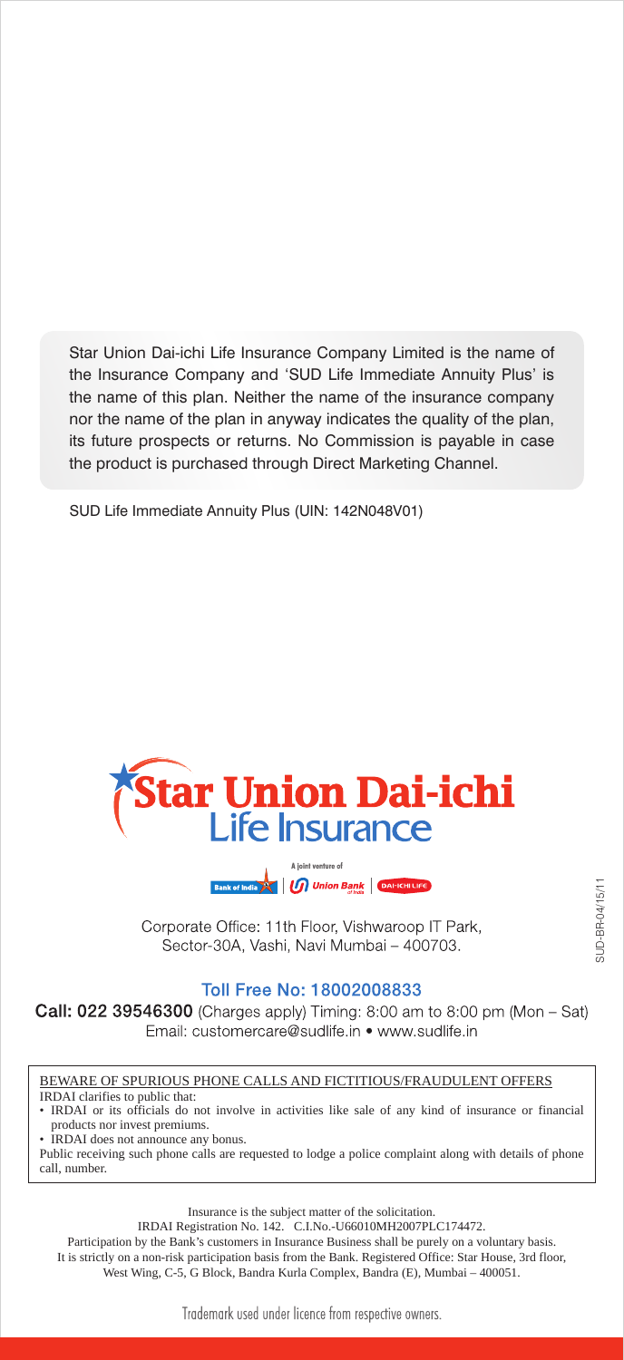Star Union Dai-ichi Life Insurance Company Limited is the name of the Insurance Company and 'SUD Life Immediate Annuity Plus' is the name of this plan. Neither the name of the insurance company nor the name of the plan in anyway indicates the quality of the plan, its future prospects or returns. No Commission is payable in case the product is purchased through Direct Marketing Channel.

SUD Life Immediate Annuity Plus (UIN: 142N048V01)

Star Union Dai-ichi Life Insurance

A joint venture of Bank of India | Union Bank of India | DAI-ICHI LIFE

Corporate Office: 11th Floor, Vishwaroop IT Park, Sector-30A, Vashi, Navi Mumbai – 400703.

SUD-BR-04/15/11

**Toll Free No: 18002008833**

**Call: 022 39546300** (Charges apply) Timing: 8:00 am to 8:00 pm (Mon – Sat)
Email: customercare@sudlife.in • www.sudlife.in

BEWARE OF SPURIOUS PHONE CALLS AND FICTITIOUS/FRAUDULENT OFFERS

IRDAI clarifies to public that:

- IRDAI or its officials do not involve in activities like sale of any kind of insurance or financial products nor invest premiums.
- IRDAI does not announce any bonus.

Public receiving such phone calls are requested to lodge a police complaint along with details of phone call, number.

Insurance is the subject matter of the solicitation.
IRDAI Registration No. 142. C.I.No.-U66010MH2007PLC174472.
Participation by the Bank's customers in Insurance Business shall be purely on a voluntary basis.
It is strictly on a non-risk participation basis from the Bank. Registered Office: Star House, 3rd floor, West Wing, C-5, G Block, Bandra Kurla Complex, Bandra (E), Mumbai – 400051.

Trademark used under licence from respective owners.